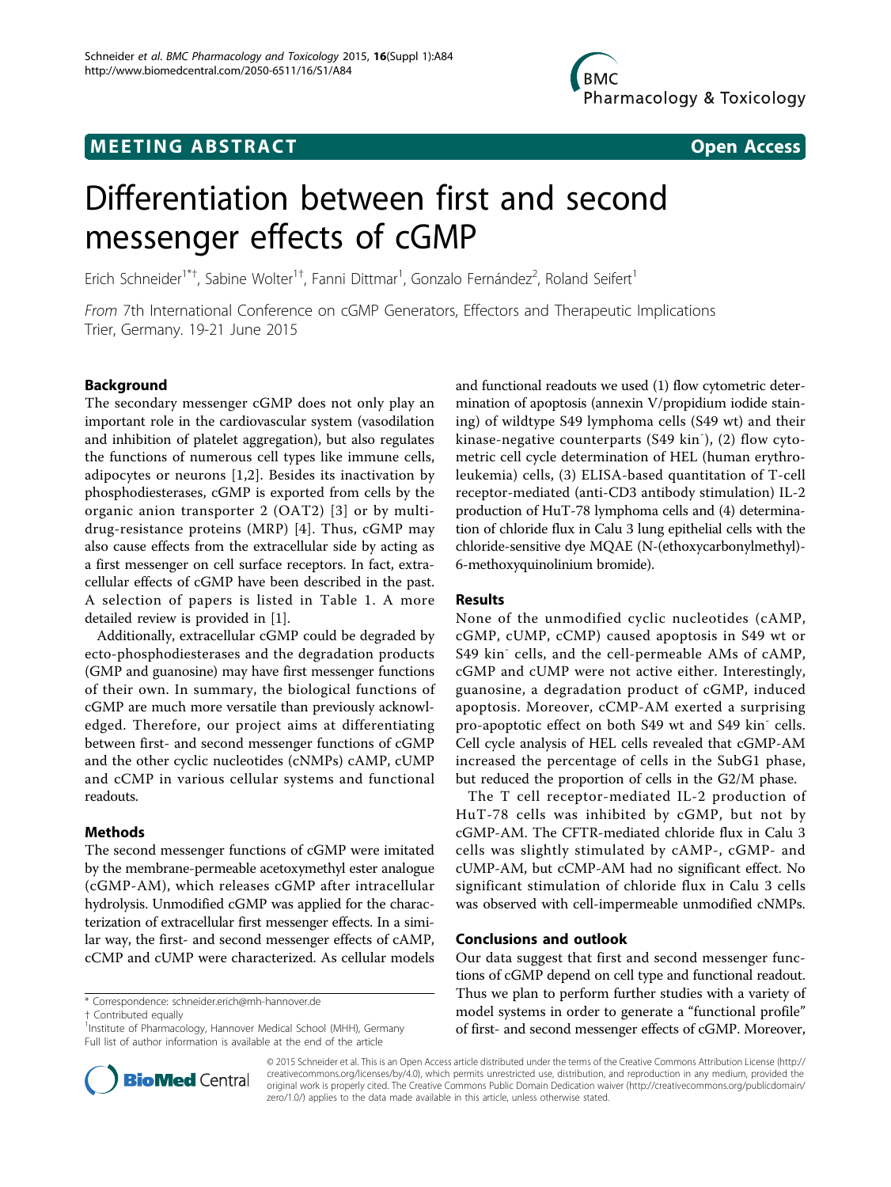MEETING ABSTRACT

Open Access

# Differentiation between first and second messenger effects of cGMP

Erich Schneider[1*†], Sabine Wolter[1†], Fanni Dittmar[1], Gonzalo Fernández[2], Roland Seifert[1]

*From* 7th International Conference on cGMP Generators, Effectors and Therapeutic Implications
Trier, Germany. 19-21 June 2015

## Background

The secondary messenger cGMP does not only play an important role in the cardiovascular system (vasodilation and inhibition of platelet aggregation), but also regulates the functions of numerous cell types like immune cells, adipocytes or neurons [1,2]. Besides its inactivation by phosphodiesterases, cGMP is exported from cells by the organic anion transporter 2 (OAT2) [3] or by multidrug-resistance proteins (MRP) [4]. Thus, cGMP may also cause effects from the extracellular side by acting as a first messenger on cell surface receptors. In fact, extracellular effects of cGMP have been described in the past. A selection of papers is listed in Table 1. A more detailed review is provided in [1].

Additionally, extracellular cGMP could be degraded by ecto-phosphodiesterases and the degradation products (GMP and guanosine) may have first messenger functions of their own. In summary, the biological functions of cGMP are much more versatile than previously acknowledged. Therefore, our project aims at differentiating between first- and second messenger functions of cGMP and the other cyclic nucleotides (cNMPs) cAMP, cUMP and cCMP in various cellular systems and functional readouts.

## Methods

The second messenger functions of cGMP were imitated by the membrane-permeable acetoxymethyl ester analogue (cGMP-AM), which releases cGMP after intracellular hydrolysis. Unmodified cGMP was applied for the characterization of extracellular first messenger effects. In a similar way, the first- and second messenger effects of cAMP, cCMP and cUMP were characterized. As cellular models and functional readouts we used (1) flow cytometric determination of apoptosis (annexin V/propidium iodide staining) of wildtype S49 lymphoma cells (S49 wt) and their kinase-negative counterparts (S49 kin$^-$), (2) flow cytometric cell cycle determination of HEL (human erythroleukemia) cells, (3) ELISA-based quantitation of T-cell receptor-mediated (anti-CD3 antibody stimulation) IL-2 production of HuT-78 lymphoma cells and (4) determination of chloride flux in Calu 3 lung epithelial cells with the chloride-sensitive dye MQAE (N-(ethoxycarbonylmethyl)-6-methoxyquinolinium bromide).

## Results

None of the unmodified cyclic nucleotides (cAMP, cGMP, cUMP, cCMP) caused apoptosis in S49 wt or S49 kin$^-$ cells, and the cell-permeable AMs of cAMP, cGMP and cUMP were not active either. Interestingly, guanosine, a degradation product of cGMP, induced apoptosis. Moreover, cCMP-AM exerted a surprising pro-apoptotic effect on both S49 wt and S49 kin$^-$ cells. Cell cycle analysis of HEL cells revealed that cGMP-AM increased the percentage of cells in the SubG1 phase, but reduced the proportion of cells in the G2/M phase.

The T cell receptor-mediated IL-2 production of HuT-78 cells was inhibited by cGMP, but not by cGMP-AM. The CFTR-mediated chloride flux in Calu 3 cells was slightly stimulated by cAMP-, cGMP- and cUMP-AM, but cCMP-AM had no significant effect. No significant stimulation of chloride flux in Calu 3 cells was observed with cell-impermeable unmodified cNMPs.

## Conclusions and outlook

Our data suggest that first and second messenger functions of cGMP depend on cell type and functional readout. Thus we plan to perform further studies with a variety of model systems in order to generate a "functional profile" of first- and second messenger effects of cGMP. Moreover,

\* Correspondence: schneider.erich@mh-hannover.de
† Contributed equally
[1]Institute of Pharmacology, Hannover Medical School (MHH), Germany
Full list of author information is available at the end of the article

© 2015 Schneider et al. This is an Open Access article distributed under the terms of the Creative Commons Attribution License (http://creativecommons.org/licenses/by/4.0), which permits unrestricted use, distribution, and reproduction in any medium, provided the original work is properly cited. The Creative Commons Public Domain Dedication waiver (http://creativecommons.org/publicdomain/zero/1.0/) applies to the data made available in this article, unless otherwise stated.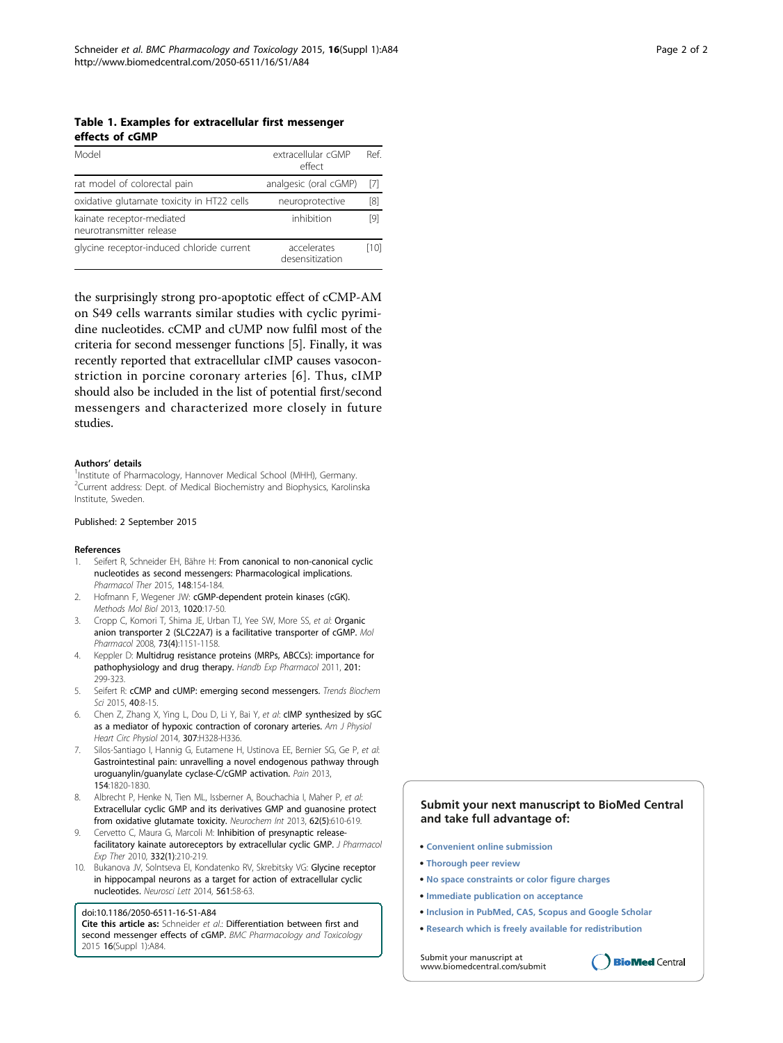**Table 1. Examples for extracellular first messenger effects of cGMP**

| Model | extracellular cGMP effect | Ref. |
|---|---|---|
| rat model of colorectal pain | analgesic (oral cGMP) | [7] |
| oxidative glutamate toxicity in HT22 cells | neuroprotective | [8] |
| kainate receptor-mediated neurotransmitter release | inhibition | [9] |
| glycine receptor-induced chloride current | accelerates desensitization | [10] |

the surprisingly strong pro-apoptotic effect of cCMP-AM on S49 cells warrants similar studies with cyclic pyrimidine nucleotides. cCMP and cUMP now fulfil most of the criteria for second messenger functions [5]. Finally, it was recently reported that extracellular cIMP causes vasoconstriction in porcine coronary arteries [6]. Thus, cIMP should also be included in the list of potential first/second messengers and characterized more closely in future studies.

#### Authors' details

[1]Institute of Pharmacology, Hannover Medical School (MHH), Germany. [2]Current address: Dept. of Medical Biochemistry and Biophysics, Karolinska Institute, Sweden.

Published: 2 September 2015

#### References

1. Seifert R, Schneider EH, Bähre H: **From canonical to non-canonical cyclic nucleotides as second messengers: Pharmacological implications.** *Pharmacol Ther* 2015, **148**:154-184.
2. Hofmann F, Wegener JW: **cGMP-dependent protein kinases (cGK).** *Methods Mol Biol* 2013, **1020**:17-50.
3. Cropp C, Komori T, Shima JE, Urban TJ, Yee SW, More SS, *et al*: **Organic anion transporter 2 (SLC22A7) is a facilitative transporter of cGMP.** *Mol Pharmacol* 2008, **73(4)**:1151-1158.
4. Keppler D: **Multidrug resistance proteins (MRPs, ABCCs): importance for pathophysiology and drug therapy.** *Handb Exp Pharmacol* 2011, **201**: 299-323.
5. Seifert R: **cCMP and cUMP: emerging second messengers.** *Trends Biochem Sci* 2015, **40**:8-15.
6. Chen Z, Zhang X, Ying L, Dou D, Li Y, Bai Y, *et al*: **cIMP synthesized by sGC as a mediator of hypoxic contraction of coronary arteries.** *Am J Physiol Heart Circ Physiol* 2014, **307**:H328-H336.
7. Silos-Santiago I, Hannig G, Eutamene H, Ustinova EE, Bernier SG, Ge P, *et al*: **Gastrointestinal pain: unravelling a novel endogenous pathway through uroguanylin/guanylate cyclase-C/cGMP activation.** *Pain* 2013, **154**:1820-1830.
8. Albrecht P, Henke N, Tien ML, Issberner A, Bouchachia I, Maher P, *et al*: **Extracellular cyclic GMP and its derivatives GMP and guanosine protect from oxidative glutamate toxicity.** *Neurochem Int* 2013, **62(5)**:610-619.
9. Cervetto C, Maura G, Marcoli M: **Inhibition of presynaptic release-facilitatory kainate autoreceptors by extracellular cyclic GMP.** *J Pharmacol Exp Ther* 2010, **332(1)**:210-219.
10. Bukanova JV, Solntseva EI, Kondatenko RV, Skrebitsky VG: **Glycine receptor in hippocampal neurons as a target for action of extracellular cyclic nucleotides.** *Neurosci Lett* 2014, **561**:58-63.

doi:10.1186/2050-6511-16-S1-A84
**Cite this article as:** Schneider *et al.*: Differentiation between first and second messenger effects of cGMP. *BMC Pharmacology and Toxicology* 2015 **16**(Suppl 1):A84.

**Submit your next manuscript to BioMed Central and take full advantage of:**

- **Convenient online submission**
- **Thorough peer review**
- **No space constraints or color figure charges**
- **Immediate publication on acceptance**
- **Inclusion in PubMed, CAS, Scopus and Google Scholar**
- **Research which is freely available for redistribution**

Submit your manuscript at www.biomedcentral.com/submit

BioMed Central